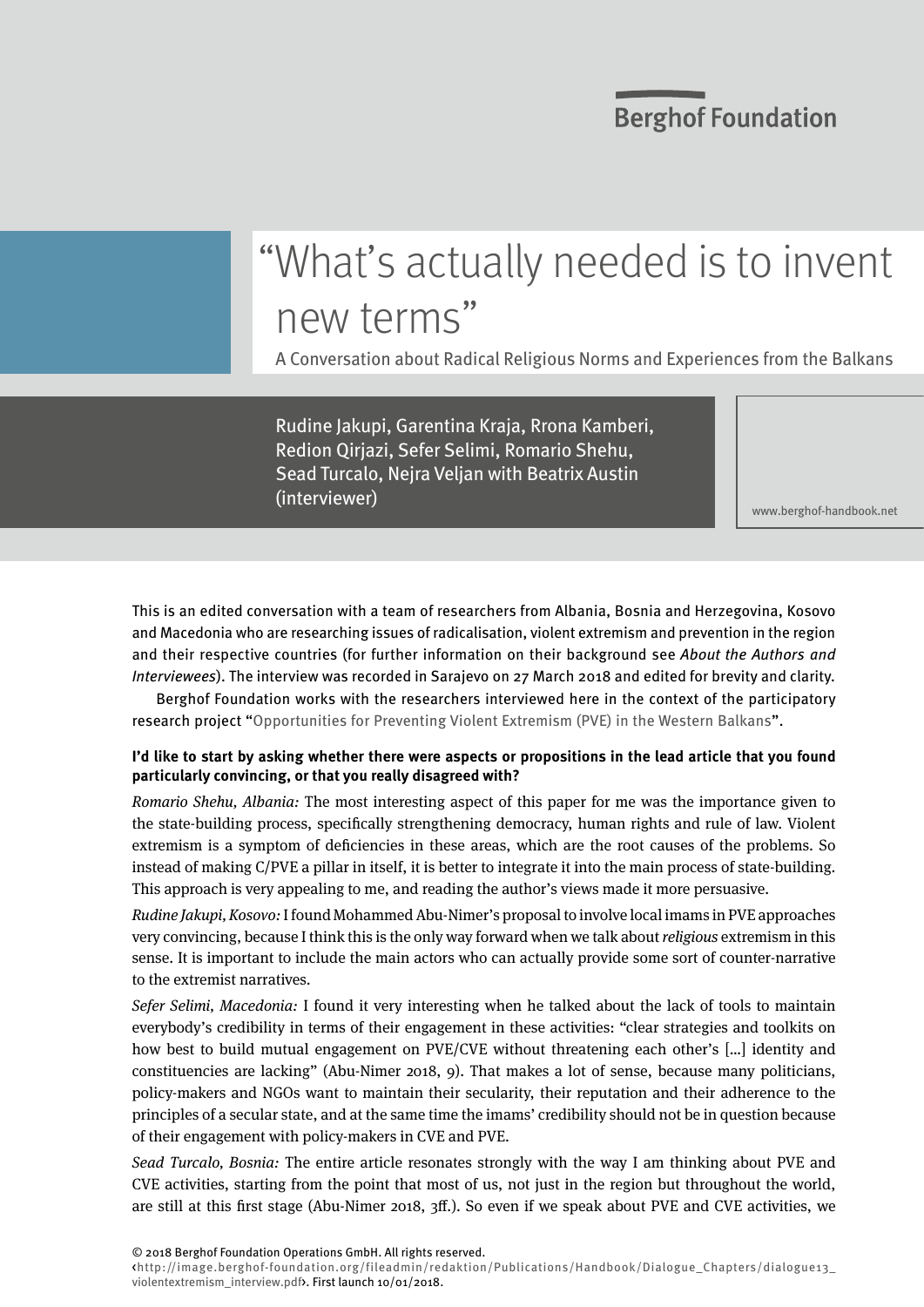Berghof Foundation

# "What's actually needed is to invent new terms"

A Conversation about Radical Religious Norms and Experiences from the Balkans

Rudine Jakupi, Garentina Kraja, Rrona Kamberi, Redion Qirjazi, Sefer Selimi, Romario Shehu, Sead Turcalo, Nejra Veljan with Beatrix Austin (interviewer)

www.berghof-handbook.net

This is an edited conversation with a team of researchers from Albania, Bosnia and Herzegovina, Kosovo and Macedonia who are researching issues of radicalisation, violent extremism and prevention in the region and their respective countries (for further information on their background see *About the Authors and Interviewees*). The interview was recorded in Sarajevo on 27 March 2018 and edited for brevity and clarity.

Berghof Foundation works with the researchers interviewed here in the context of the participatory research project "Opportunities for Preventing Violent Extremism (PVE) in the Western Balkans".

**I'd like to start by asking whether there were aspects or propositions in the lead article that you found particularly convincing, or that you really disagreed with?**

*Romario Shehu, Albania:* The most interesting aspect of this paper for me was the importance given to the state-building process, specifically strengthening democracy, human rights and rule of law. Violent extremism is a symptom of deficiencies in these areas, which are the root causes of the problems. So instead of making C/PVE a pillar in itself, it is better to integrate it into the main process of state-building. This approach is very appealing to me, and reading the author's views made it more persuasive.

*Rudine Jakupi, Kosovo:* I found Mohammed Abu-Nimer's proposal to involve local imams in PVE approaches very convincing, because I think this is the only way forward when we talk about *religious* extremism in this sense. It is important to include the main actors who can actually provide some sort of counter-narrative to the extremist narratives.

*Sefer Selimi, Macedonia:* I found it very interesting when he talked about the lack of tools to maintain everybody's credibility in terms of their engagement in these activities: "clear strategies and toolkits on how best to build mutual engagement on PVE/CVE without threatening each other's [...] identity and constituencies are lacking" (Abu-Nimer 2018, 9). That makes a lot of sense, because many politicians, policy-makers and NGOs want to maintain their secularity, their reputation and their adherence to the principles of a secular state, and at the same time the imams' credibility should not be in question because of their engagement with policy-makers in CVE and PVE.

*Sead Turcalo, Bosnia:* The entire article resonates strongly with the way I am thinking about PVE and CVE activities, starting from the point that most of us, not just in the region but throughout the world, are still at this first stage (Abu-Nimer 2018, 3ff.). So even if we speak about PVE and CVE activities, we

© 2018 Berghof Foundation Operations GmbH. All rights reserved.
‹http://image.berghof-foundation.org/fileadmin/redaktion/Publications/Handbook/Dialogue_Chapters/dialogue13_violentextremism_interview.pdf›. First launch 10/01/2018.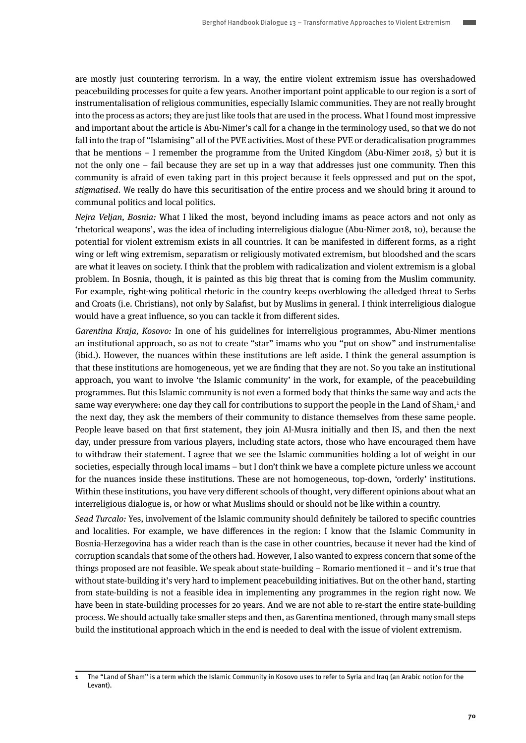are mostly just countering terrorism. In a way, the entire violent extremism issue has overshadowed peacebuilding processes for quite a few years. Another important point applicable to our region is a sort of instrumentalisation of religious communities, especially Islamic communities. They are not really brought into the process as actors; they are just like tools that are used in the process. What I found most impressive and important about the article is Abu-Nimer's call for a change in the terminology used, so that we do not fall into the trap of "Islamising" all of the PVE activities. Most of these PVE or deradicalisation programmes that he mentions – I remember the programme from the United Kingdom (Abu-Nimer 2018, 5) but it is not the only one – fail because they are set up in a way that addresses just one community. Then this community is afraid of even taking part in this project because it feels oppressed and put on the spot, *stigmatised*. We really do have this securitisation of the entire process and we should bring it around to communal politics and local politics.

*Nejra Veljan, Bosnia:* What I liked the most, beyond including imams as peace actors and not only as 'rhetorical weapons', was the idea of including interreligious dialogue (Abu-Nimer 2018, 10), because the potential for violent extremism exists in all countries. It can be manifested in different forms, as a right wing or left wing extremism, separatism or religiously motivated extremism, but bloodshed and the scars are what it leaves on society. I think that the problem with radicalization and violent extremism is a global problem. In Bosnia, though, it is painted as this big threat that is coming from the Muslim community. For example, right-wing political rhetoric in the country keeps overblowing the alledged threat to Serbs and Croats (i.e. Christians), not only by Salafist, but by Muslims in general. I think interreligious dialogue would have a great influence, so you can tackle it from different sides.

*Garentina Kraja, Kosovo:* In one of his guidelines for interreligious programmes, Abu-Nimer mentions an institutional approach, so as not to create "star" imams who you "put on show" and instrumentalise (ibid.). However, the nuances within these institutions are left aside. I think the general assumption is that these institutions are homogeneous, yet we are finding that they are not. So you take an institutional approach, you want to involve 'the Islamic community' in the work, for example, of the peacebuilding programmes. But this Islamic community is not even a formed body that thinks the same way and acts the same way everywhere: one day they call for contributions to support the people in the Land of Sham,[1] and the next day, they ask the members of their community to distance themselves from these same people. People leave based on that first statement, they join Al-Musra initially and then IS, and then the next day, under pressure from various players, including state actors, those who have encouraged them have to withdraw their statement. I agree that we see the Islamic communities holding a lot of weight in our societies, especially through local imams – but I don't think we have a complete picture unless we account for the nuances inside these institutions. These are not homogeneous, top-down, 'orderly' institutions. Within these institutions, you have very different schools of thought, very different opinions about what an interreligious dialogue is, or how or what Muslims should or should not be like within a country.

*Sead Turcalo:* Yes, involvement of the Islamic community should definitely be tailored to specific countries and localities. For example, we have differences in the region: I know that the Islamic Community in Bosnia-Herzegovina has a wider reach than is the case in other countries, because it never had the kind of corruption scandals that some of the others had. However, I also wanted to express concern that some of the things proposed are not feasible. We speak about state-building – Romario mentioned it – and it's true that without state-building it's very hard to implement peacebuilding initiatives. But on the other hand, starting from state-building is not a feasible idea in implementing any programmes in the region right now. We have been in state-building processes for 20 years. And we are not able to re-start the entire state-building process. We should actually take smaller steps and then, as Garentina mentioned, through many small steps build the institutional approach which in the end is needed to deal with the issue of violent extremism.

---

[1] The "Land of Sham" is a term which the Islamic Community in Kosovo uses to refer to Syria and Iraq (an Arabic notion for the Levant).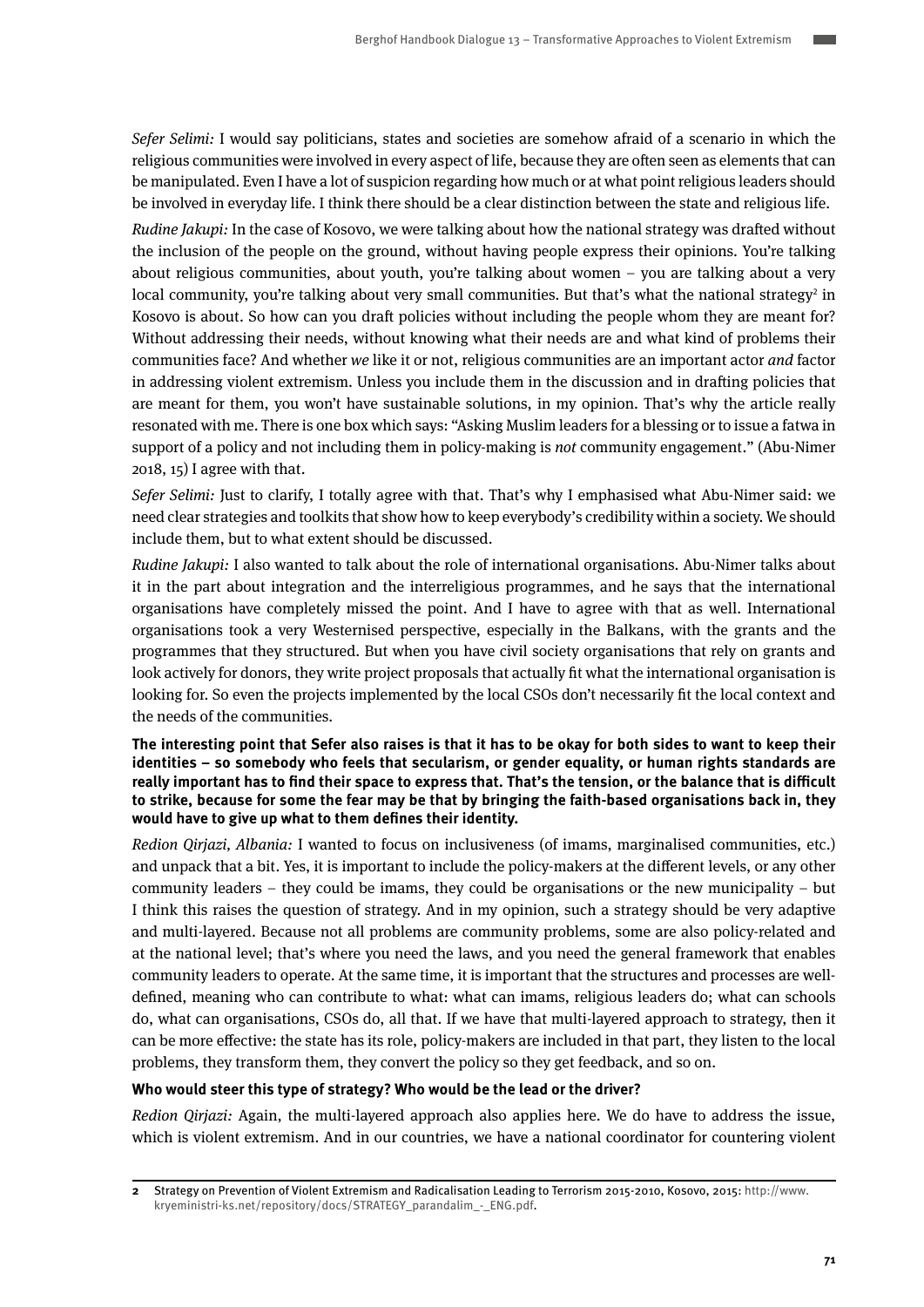*Sefer Selimi:* I would say politicians, states and societies are somehow afraid of a scenario in which the religious communities were involved in every aspect of life, because they are often seen as elements that can be manipulated. Even I have a lot of suspicion regarding how much or at what point religious leaders should be involved in everyday life. I think there should be a clear distinction between the state and religious life.

*Rudine Jakupi:* In the case of Kosovo, we were talking about how the national strategy was drafted without the inclusion of the people on the ground, without having people express their opinions. You're talking about religious communities, about youth, you're talking about women – you are talking about a very local community, you're talking about very small communities. But that's what the national strategy[2] in Kosovo is about. So how can you draft policies without including the people whom they are meant for? Without addressing their needs, without knowing what their needs are and what kind of problems their communities face? And whether *we* like it or not, religious communities are an important actor *and* factor in addressing violent extremism. Unless you include them in the discussion and in drafting policies that are meant for them, you won't have sustainable solutions, in my opinion. That's why the article really resonated with me. There is one box which says: "Asking Muslim leaders for a blessing or to issue a fatwa in support of a policy and not including them in policy-making is *not* community engagement." (Abu-Nimer 2018, 15) I agree with that.

*Sefer Selimi:* Just to clarify, I totally agree with that. That's why I emphasised what Abu-Nimer said: we need clear strategies and toolkits that show how to keep everybody's credibility within a society. We should include them, but to what extent should be discussed.

*Rudine Jakupi:* I also wanted to talk about the role of international organisations. Abu-Nimer talks about it in the part about integration and the interreligious programmes, and he says that the international organisations have completely missed the point. And I have to agree with that as well. International organisations took a very Westernised perspective, especially in the Balkans, with the grants and the programmes that they structured. But when you have civil society organisations that rely on grants and look actively for donors, they write project proposals that actually fit what the international organisation is looking for. So even the projects implemented by the local CSOs don't necessarily fit the local context and the needs of the communities.

**The interesting point that Sefer also raises is that it has to be okay for both sides to want to keep their identities – so somebody who feels that secularism, or gender equality, or human rights standards are really important has to find their space to express that. That's the tension, or the balance that is difficult to strike, because for some the fear may be that by bringing the faith-based organisations back in, they would have to give up what to them defines their identity.**

*Redion Qirjazi, Albania:* I wanted to focus on inclusiveness (of imams, marginalised communities, etc.) and unpack that a bit. Yes, it is important to include the policy-makers at the different levels, or any other community leaders – they could be imams, they could be organisations or the new municipality – but I think this raises the question of strategy. And in my opinion, such a strategy should be very adaptive and multi-layered. Because not all problems are community problems, some are also policy-related and at the national level; that's where you need the laws, and you need the general framework that enables community leaders to operate. At the same time, it is important that the structures and processes are well-defined, meaning who can contribute to what: what can imams, religious leaders do; what can schools do, what can organisations, CSOs do, all that. If we have that multi-layered approach to strategy, then it can be more effective: the state has its role, policy-makers are included in that part, they listen to the local problems, they transform them, they convert the policy so they get feedback, and so on.

**Who would steer this type of strategy? Who would be the lead or the driver?**

*Redion Qirjazi:* Again, the multi-layered approach also applies here. We do have to address the issue, which is violent extremism. And in our countries, we have a national coordinator for countering violent

---

**2** Strategy on Prevention of Violent Extremism and Radicalisation Leading to Terrorism 2015-2010, Kosovo, 2015: http://www.kryeministri-ks.net/repository/docs/STRATEGY_parandalim_-_ENG.pdf.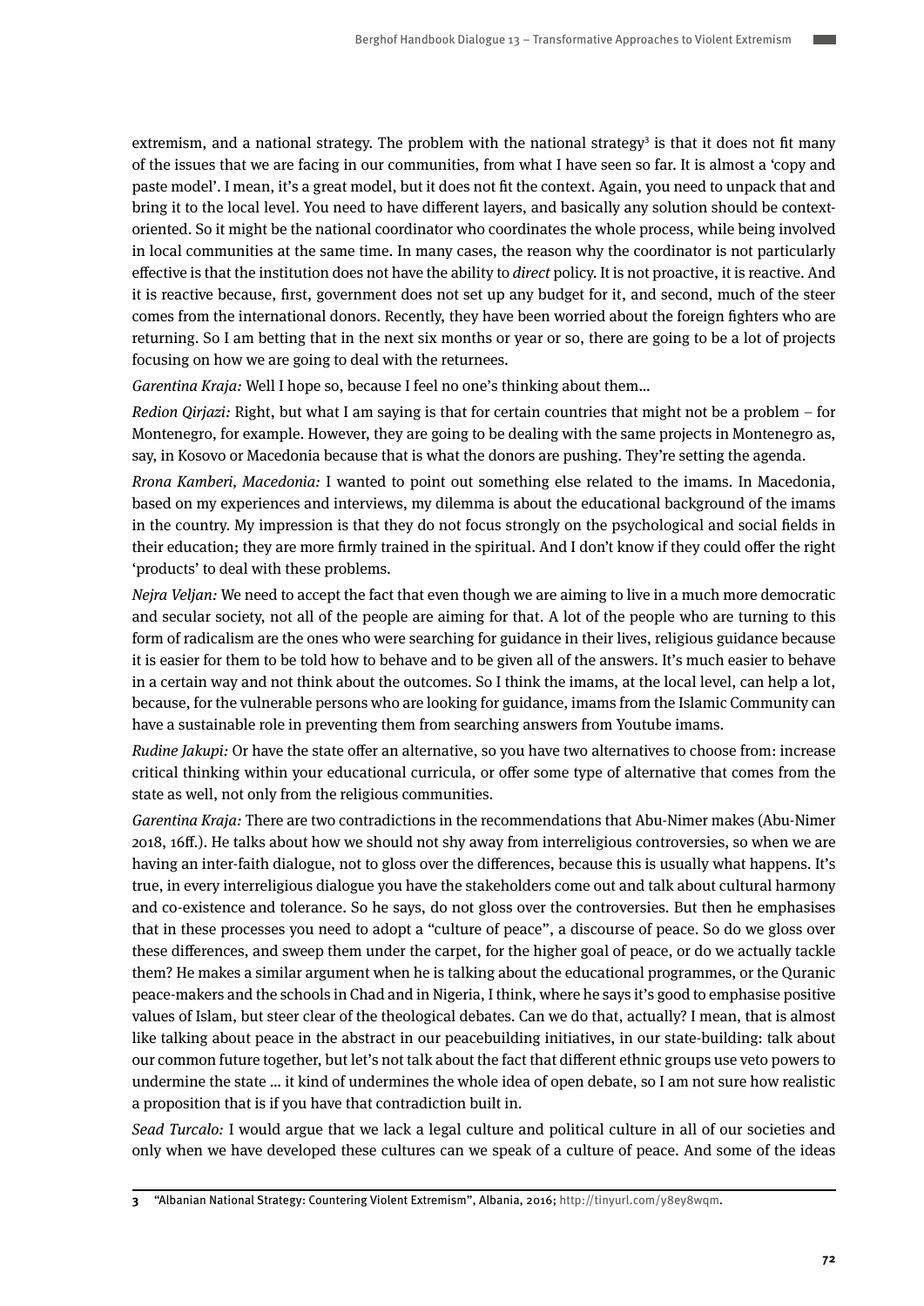extremism, and a national strategy. The problem with the national strategy[3] is that it does not fit many of the issues that we are facing in our communities, from what I have seen so far. It is almost a 'copy and paste model'. I mean, it's a great model, but it does not fit the context. Again, you need to unpack that and bring it to the local level. You need to have different layers, and basically any solution should be context-oriented. So it might be the national coordinator who coordinates the whole process, while being involved in local communities at the same time. In many cases, the reason why the coordinator is not particularly effective is that the institution does not have the ability to *direct* policy. It is not proactive, it is reactive. And it is reactive because, first, government does not set up any budget for it, and second, much of the steer comes from the international donors. Recently, they have been worried about the foreign fighters who are returning. So I am betting that in the next six months or year or so, there are going to be a lot of projects focusing on how we are going to deal with the returnees.

*Garentina Kraja:* Well I hope so, because I feel no one's thinking about them…

*Redion Qirjazi:* Right, but what I am saying is that for certain countries that might not be a problem – for Montenegro, for example. However, they are going to be dealing with the same projects in Montenegro as, say, in Kosovo or Macedonia because that is what the donors are pushing. They're setting the agenda.

*Rrona Kamberi, Macedonia:* I wanted to point out something else related to the imams. In Macedonia, based on my experiences and interviews, my dilemma is about the educational background of the imams in the country. My impression is that they do not focus strongly on the psychological and social fields in their education; they are more firmly trained in the spiritual. And I don't know if they could offer the right 'products' to deal with these problems.

*Nejra Veljan:* We need to accept the fact that even though we are aiming to live in a much more democratic and secular society, not all of the people are aiming for that. A lot of the people who are turning to this form of radicalism are the ones who were searching for guidance in their lives, religious guidance because it is easier for them to be told how to behave and to be given all of the answers. It's much easier to behave in a certain way and not think about the outcomes. So I think the imams, at the local level, can help a lot, because, for the vulnerable persons who are looking for guidance, imams from the Islamic Community can have a sustainable role in preventing them from searching answers from Youtube imams.

*Rudine Jakupi:* Or have the state offer an alternative, so you have two alternatives to choose from: increase critical thinking within your educational curricula, or offer some type of alternative that comes from the state as well, not only from the religious communities.

*Garentina Kraja:* There are two contradictions in the recommendations that Abu-Nimer makes (Abu-Nimer 2018, 16ff.). He talks about how we should not shy away from interreligious controversies, so when we are having an inter-faith dialogue, not to gloss over the differences, because this is usually what happens. It's true, in every interreligious dialogue you have the stakeholders come out and talk about cultural harmony and co-existence and tolerance. So he says, do not gloss over the controversies. But then he emphasises that in these processes you need to adopt a "culture of peace", a discourse of peace. So do we gloss over these differences, and sweep them under the carpet, for the higher goal of peace, or do we actually tackle them? He makes a similar argument when he is talking about the educational programmes, or the Quranic peace-makers and the schools in Chad and in Nigeria, I think, where he says it's good to emphasise positive values of Islam, but steer clear of the theological debates. Can we do that, actually? I mean, that is almost like talking about peace in the abstract in our peacebuilding initiatives, in our state-building: talk about our common future together, but let's not talk about the fact that different ethnic groups use veto powers to undermine the state … it kind of undermines the whole idea of open debate, so I am not sure how realistic a proposition that is if you have that contradiction built in.

*Sead Turcalo:* I would argue that we lack a legal culture and political culture in all of our societies and only when we have developed these cultures can we speak of a culture of peace. And some of the ideas

---

3 "Albanian National Strategy: Countering Violent Extremism", Albania, 2016; http://tinyurl.com/y8ey8wqm.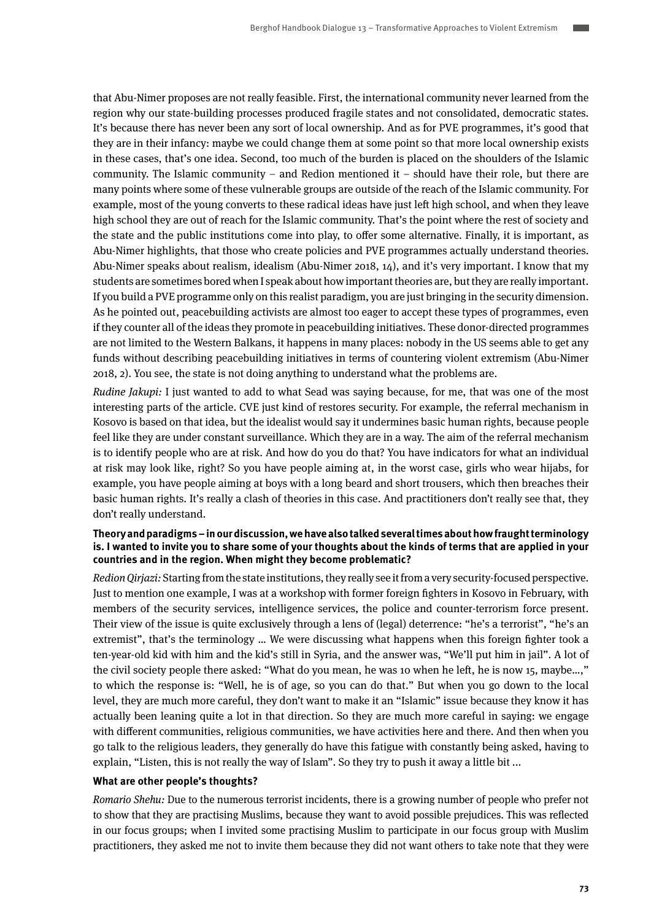that Abu-Nimer proposes are not really feasible. First, the international community never learned from the region why our state-building processes produced fragile states and not consolidated, democratic states. It's because there has never been any sort of local ownership. And as for PVE programmes, it's good that they are in their infancy: maybe we could change them at some point so that more local ownership exists in these cases, that's one idea. Second, too much of the burden is placed on the shoulders of the Islamic community. The Islamic community – and Redion mentioned it – should have their role, but there are many points where some of these vulnerable groups are outside of the reach of the Islamic community. For example, most of the young converts to these radical ideas have just left high school, and when they leave high school they are out of reach for the Islamic community. That's the point where the rest of society and the state and the public institutions come into play, to offer some alternative. Finally, it is important, as Abu-Nimer highlights, that those who create policies and PVE programmes actually understand theories. Abu-Nimer speaks about realism, idealism (Abu-Nimer 2018, 14), and it's very important. I know that my students are sometimes bored when I speak about how important theories are, but they are really important. If you build a PVE programme only on this realist paradigm, you are just bringing in the security dimension. As he pointed out, peacebuilding activists are almost too eager to accept these types of programmes, even if they counter all of the ideas they promote in peacebuilding initiatives. These donor-directed programmes are not limited to the Western Balkans, it happens in many places: nobody in the US seems able to get any funds without describing peacebuilding initiatives in terms of countering violent extremism (Abu-Nimer 2018, 2). You see, the state is not doing anything to understand what the problems are.

*Rudine Jakupi:* I just wanted to add to what Sead was saying because, for me, that was one of the most interesting parts of the article. CVE just kind of restores security. For example, the referral mechanism in Kosovo is based on that idea, but the idealist would say it undermines basic human rights, because people feel like they are under constant surveillance. Which they are in a way. The aim of the referral mechanism is to identify people who are at risk. And how do you do that? You have indicators for what an individual at risk may look like, right? So you have people aiming at, in the worst case, girls who wear hijabs, for example, you have people aiming at boys with a long beard and short trousers, which then breaches their basic human rights. It's really a clash of theories in this case. And practitioners don't really see that, they don't really understand.

**Theory and paradigms – in our discussion, we have also talked several times about how fraught terminology is. I wanted to invite you to share some of your thoughts about the kinds of terms that are applied in your countries and in the region. When might they become problematic?**

*Redion Qirjazi:* Starting from the state institutions, they really see it from a very security-focused perspective. Just to mention one example, I was at a workshop with former foreign fighters in Kosovo in February, with members of the security services, intelligence services, the police and counter-terrorism force present. Their view of the issue is quite exclusively through a lens of (legal) deterrence: "he's a terrorist", "he's an extremist", that's the terminology … We were discussing what happens when this foreign fighter took a ten-year-old kid with him and the kid's still in Syria, and the answer was, "We'll put him in jail". A lot of the civil society people there asked: "What do you mean, he was 10 when he left, he is now 15, maybe…," to which the response is: "Well, he is of age, so you can do that." But when you go down to the local level, they are much more careful, they don't want to make it an "Islamic" issue because they know it has actually been leaning quite a lot in that direction. So they are much more careful in saying: we engage with different communities, religious communities, we have activities here and there. And then when you go talk to the religious leaders, they generally do have this fatigue with constantly being asked, having to explain, "Listen, this is not really the way of Islam". So they try to push it away a little bit …

**What are other people's thoughts?**

*Romario Shehu:* Due to the numerous terrorist incidents, there is a growing number of people who prefer not to show that they are practising Muslims, because they want to avoid possible prejudices. This was reflected in our focus groups; when I invited some practising Muslim to participate in our focus group with Muslim practitioners, they asked me not to invite them because they did not want others to take note that they were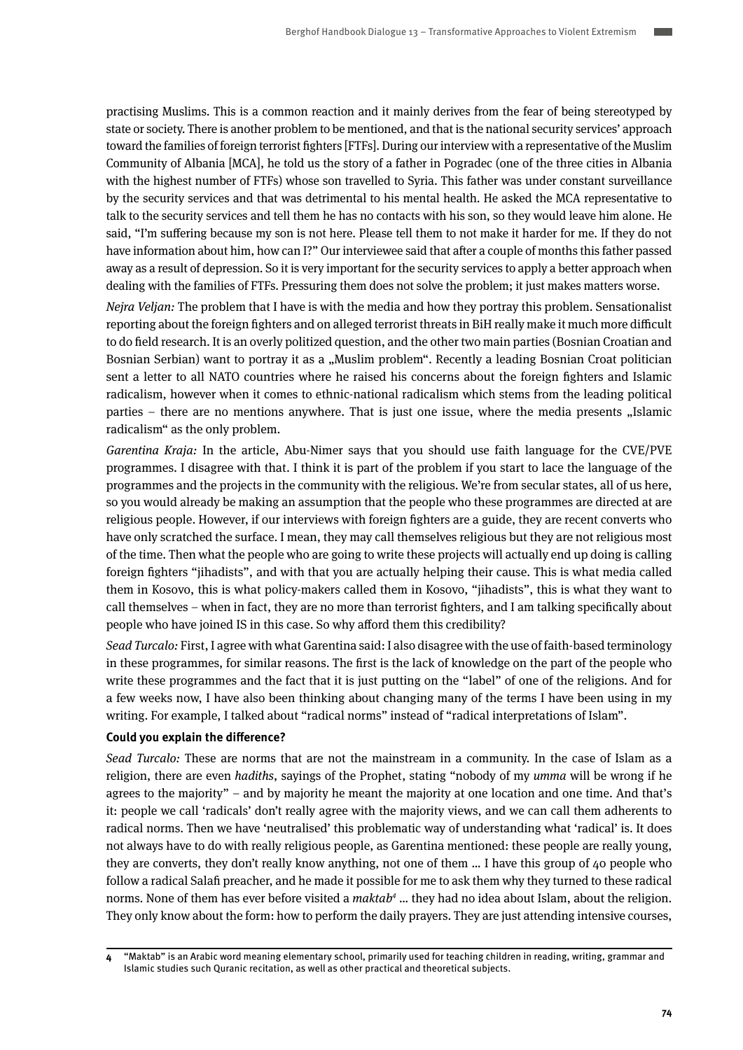practising Muslims. This is a common reaction and it mainly derives from the fear of being stereotyped by state or society. There is another problem to be mentioned, and that is the national security services' approach toward the families of foreign terrorist fighters [FTFs]. During our interview with a representative of the Muslim Community of Albania [MCA], he told us the story of a father in Pogradec (one of the three cities in Albania with the highest number of FTFs) whose son travelled to Syria. This father was under constant surveillance by the security services and that was detrimental to his mental health. He asked the MCA representative to talk to the security services and tell them he has no contacts with his son, so they would leave him alone. He said, "I'm suffering because my son is not here. Please tell them to not make it harder for me. If they do not have information about him, how can I?" Our interviewee said that after a couple of months this father passed away as a result of depression. So it is very important for the security services to apply a better approach when dealing with the families of FTFs. Pressuring them does not solve the problem; it just makes matters worse.

*Nejra Veljan:* The problem that I have is with the media and how they portray this problem. Sensationalist reporting about the foreign fighters and on alleged terrorist threats in BiH really make it much more difficult to do field research. It is an overly politized question, and the other two main parties (Bosnian Croatian and Bosnian Serbian) want to portray it as a „Muslim problem". Recently a leading Bosnian Croat politician sent a letter to all NATO countries where he raised his concerns about the foreign fighters and Islamic radicalism, however when it comes to ethnic-national radicalism which stems from the leading political parties – there are no mentions anywhere. That is just one issue, where the media presents „Islamic radicalism" as the only problem.

*Garentina Kraja:* In the article, Abu-Nimer says that you should use faith language for the CVE/PVE programmes. I disagree with that. I think it is part of the problem if you start to lace the language of the programmes and the projects in the community with the religious. We're from secular states, all of us here, so you would already be making an assumption that the people who these programmes are directed at are religious people. However, if our interviews with foreign fighters are a guide, they are recent converts who have only scratched the surface. I mean, they may call themselves religious but they are not religious most of the time. Then what the people who are going to write these projects will actually end up doing is calling foreign fighters "jihadists", and with that you are actually helping their cause. This is what media called them in Kosovo, this is what policy-makers called them in Kosovo, "jihadists", this is what they want to call themselves – when in fact, they are no more than terrorist fighters, and I am talking specifically about people who have joined IS in this case. So why afford them this credibility?

*Sead Turcalo:* First, I agree with what Garentina said: I also disagree with the use of faith-based terminology in these programmes, for similar reasons. The first is the lack of knowledge on the part of the people who write these programmes and the fact that it is just putting on the "label" of one of the religions. And for a few weeks now, I have also been thinking about changing many of the terms I have been using in my writing. For example, I talked about "radical norms" instead of "radical interpretations of Islam".

**Could you explain the difference?**

*Sead Turcalo:* These are norms that are not the mainstream in a community. In the case of Islam as a religion, there are even *hadiths*, sayings of the Prophet, stating "nobody of my *umma* will be wrong if he agrees to the majority" – and by majority he meant the majority at one location and one time. And that's it: people we call 'radicals' don't really agree with the majority views, and we can call them adherents to radical norms. Then we have 'neutralised' this problematic way of understanding what 'radical' is. It does not always have to do with really religious people, as Garentina mentioned: these people are really young, they are converts, they don't really know anything, not one of them … I have this group of 40 people who follow a radical Salafi preacher, and he made it possible for me to ask them why they turned to these radical norms. None of them has ever before visited a *maktab*[4] … they had no idea about Islam, about the religion. They only know about the form: how to perform the daily prayers. They are just attending intensive courses,

4 "Maktab" is an Arabic word meaning elementary school, primarily used for teaching children in reading, writing, grammar and Islamic studies such Quranic recitation, as well as other practical and theoretical subjects.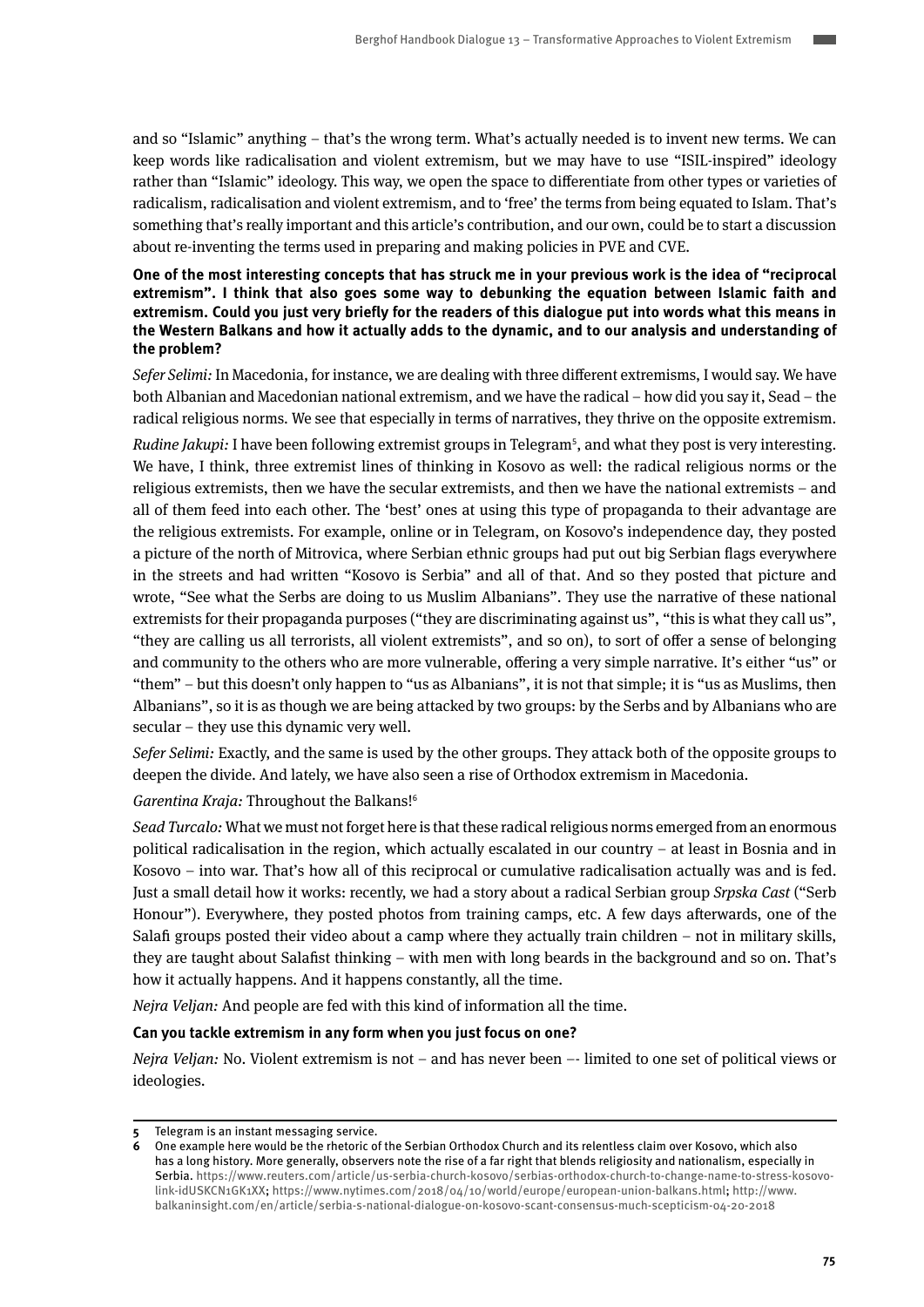and so "Islamic" anything – that's the wrong term. What's actually needed is to invent new terms. We can keep words like radicalisation and violent extremism, but we may have to use "ISIL-inspired" ideology rather than "Islamic" ideology. This way, we open the space to differentiate from other types or varieties of radicalism, radicalisation and violent extremism, and to 'free' the terms from being equated to Islam. That's something that's really important and this article's contribution, and our own, could be to start a discussion about re-inventing the terms used in preparing and making policies in PVE and CVE.

**One of the most interesting concepts that has struck me in your previous work is the idea of "reciprocal extremism". I think that also goes some way to debunking the equation between Islamic faith and extremism. Could you just very briefly for the readers of this dialogue put into words what this means in the Western Balkans and how it actually adds to the dynamic, and to our analysis and understanding of the problem?**

*Sefer Selimi:* In Macedonia, for instance, we are dealing with three different extremisms, I would say. We have both Albanian and Macedonian national extremism, and we have the radical – how did you say it, Sead – the radical religious norms. We see that especially in terms of narratives, they thrive on the opposite extremism.

*Rudine Jakupi:* I have been following extremist groups in Telegram[5], and what they post is very interesting. We have, I think, three extremist lines of thinking in Kosovo as well: the radical religious norms or the religious extremists, then we have the secular extremists, and then we have the national extremists – and all of them feed into each other. The 'best' ones at using this type of propaganda to their advantage are the religious extremists. For example, online or in Telegram, on Kosovo's independence day, they posted a picture of the north of Mitrovica, where Serbian ethnic groups had put out big Serbian flags everywhere in the streets and had written "Kosovo is Serbia" and all of that. And so they posted that picture and wrote, "See what the Serbs are doing to us Muslim Albanians". They use the narrative of these national extremists for their propaganda purposes ("they are discriminating against us", "this is what they call us", "they are calling us all terrorists, all violent extremists", and so on), to sort of offer a sense of belonging and community to the others who are more vulnerable, offering a very simple narrative. It's either "us" or "them" – but this doesn't only happen to "us as Albanians", it is not that simple; it is "us as Muslims, then Albanians", so it is as though we are being attacked by two groups: by the Serbs and by Albanians who are secular – they use this dynamic very well.

*Sefer Selimi:* Exactly, and the same is used by the other groups. They attack both of the opposite groups to deepen the divide. And lately, we have also seen a rise of Orthodox extremism in Macedonia.

*Garentina Kraja:* Throughout the Balkans![6]

*Sead Turcalo:* What we must not forget here is that these radical religious norms emerged from an enormous political radicalisation in the region, which actually escalated in our country – at least in Bosnia and in Kosovo – into war. That's how all of this reciprocal or cumulative radicalisation actually was and is fed. Just a small detail how it works: recently, we had a story about a radical Serbian group *Srpska Cast* ("Serb Honour"). Everywhere, they posted photos from training camps, etc. A few days afterwards, one of the Salafi groups posted their video about a camp where they actually train children – not in military skills, they are taught about Salafist thinking – with men with long beards in the background and so on. That's how it actually happens. And it happens constantly, all the time.

*Nejra Veljan:* And people are fed with this kind of information all the time.

**Can you tackle extremism in any form when you just focus on one?**

*Nejra Veljan:* No. Violent extremism is not – and has never been –- limited to one set of political views or ideologies.

---

**5** Telegram is an instant messaging service.

**6** One example here would be the rhetoric of the Serbian Orthodox Church and its relentless claim over Kosovo, which also has a long history. More generally, observers note the rise of a far right that blends religiosity and nationalism, especially in Serbia. https://www.reuters.com/article/us-serbia-church-kosovo/serbias-orthodox-church-to-change-name-to-stress-kosovo-link-idUSKCN1GK1XX; https://www.nytimes.com/2018/04/10/world/europe/european-union-balkans.html; http://www.balkaninsight.com/en/article/serbia-s-national-dialogue-on-kosovo-scant-consensus-much-scepticism-04-20-2018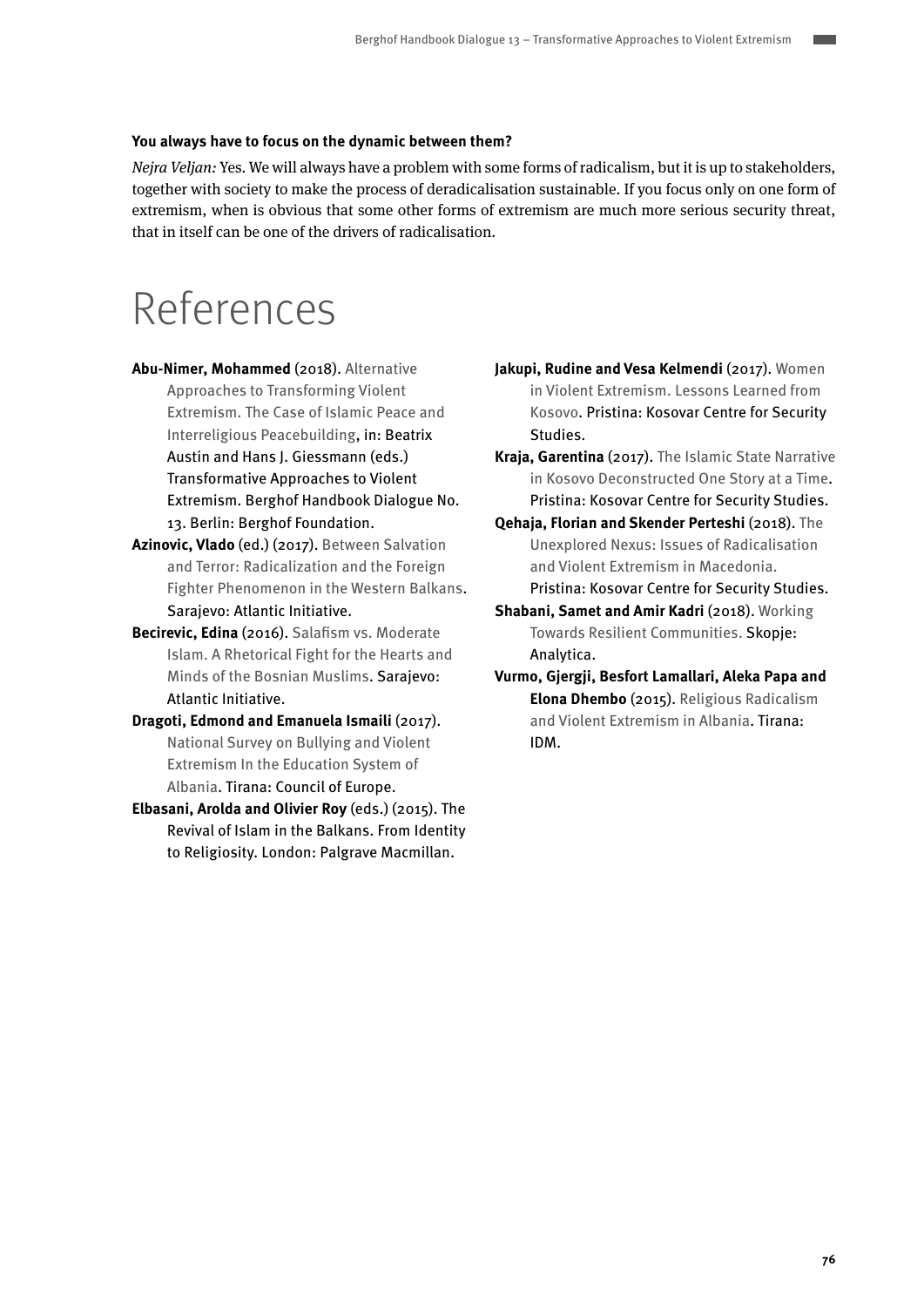**You always have to focus on the dynamic between them?**

*Nejra Veljan:* Yes. We will always have a problem with some forms of radicalism, but it is up to stakeholders, together with society to make the process of deradicalisation sustainable. If you focus only on one form of extremism, when is obvious that some other forms of extremism are much more serious security threat, that in itself can be one of the drivers of radicalisation.

# References

**Abu-Nimer, Mohammed** (2018). Alternative Approaches to Transforming Violent Extremism. The Case of Islamic Peace and Interreligious Peacebuilding, in: Beatrix Austin and Hans J. Giessmann (eds.) Transformative Approaches to Violent Extremism. Berghof Handbook Dialogue No. 13. Berlin: Berghof Foundation.

**Azinovic, Vlado** (ed.) (2017). Between Salvation and Terror: Radicalization and the Foreign Fighter Phenomenon in the Western Balkans. Sarajevo: Atlantic Initiative.

**Becirevic, Edina** (2016). Salafism vs. Moderate Islam. A Rhetorical Fight for the Hearts and Minds of the Bosnian Muslims. Sarajevo: Atlantic Initiative.

**Dragoti, Edmond and Emanuela Ismaili** (2017). National Survey on Bullying and Violent Extremism In the Education System of Albania. Tirana: Council of Europe.

**Elbasani, Arolda and Olivier Roy** (eds.) (2015). The Revival of Islam in the Balkans. From Identity to Religiosity. London: Palgrave Macmillan.

**Jakupi, Rudine and Vesa Kelmendi** (2017). Women in Violent Extremism. Lessons Learned from Kosovo. Pristina: Kosovar Centre for Security Studies.

**Kraja, Garentina** (2017). The Islamic State Narrative in Kosovo Deconstructed One Story at a Time. Pristina: Kosovar Centre for Security Studies.

**Qehaja, Florian and Skender Perteshi** (2018). The Unexplored Nexus: Issues of Radicalisation and Violent Extremism in Macedonia. Pristina: Kosovar Centre for Security Studies.

**Shabani, Samet and Amir Kadri** (2018). Working Towards Resilient Communities. Skopje: Analytica.

**Vurmo, Gjergji, Besfort Lamallari, Aleka Papa and Elona Dhembo** (2015). Religious Radicalism and Violent Extremism in Albania. Tirana: IDM.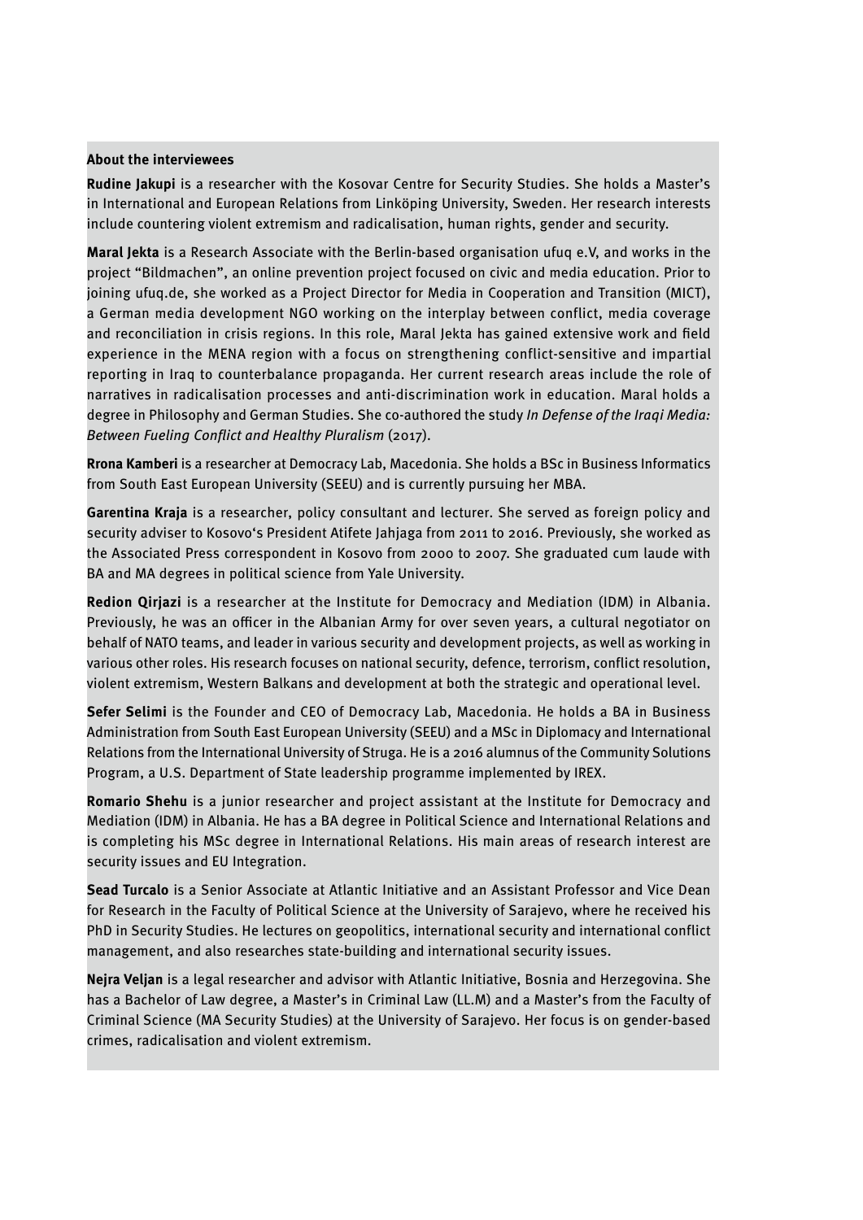**About the interviewees**

**Rudine Jakupi** is a researcher with the Kosovar Centre for Security Studies. She holds a Master's in International and European Relations from Linköping University, Sweden. Her research interests include countering violent extremism and radicalisation, human rights, gender and security.

**Maral Jekta** is a Research Associate with the Berlin-based organisation ufuq e.V, and works in the project "Bildmachen", an online prevention project focused on civic and media education. Prior to joining ufuq.de, she worked as a Project Director for Media in Cooperation and Transition (MICT), a German media development NGO working on the interplay between conflict, media coverage and reconciliation in crisis regions. In this role, Maral Jekta has gained extensive work and field experience in the MENA region with a focus on strengthening conflict-sensitive and impartial reporting in Iraq to counterbalance propaganda. Her current research areas include the role of narratives in radicalisation processes and anti-discrimination work in education. Maral holds a degree in Philosophy and German Studies. She co-authored the study *In Defense of the Iraqi Media: Between Fueling Conflict and Healthy Pluralism* (2017).

**Rrona Kamberi** is a researcher at Democracy Lab, Macedonia. She holds a BSc in Business Informatics from South East European University (SEEU) and is currently pursuing her MBA.

**Garentina Kraja** is a researcher, policy consultant and lecturer. She served as foreign policy and security adviser to Kosovo's President Atifete Jahjaga from 2011 to 2016. Previously, she worked as the Associated Press correspondent in Kosovo from 2000 to 2007. She graduated cum laude with BA and MA degrees in political science from Yale University.

**Redion Qirjazi** is a researcher at the Institute for Democracy and Mediation (IDM) in Albania. Previously, he was an officer in the Albanian Army for over seven years, a cultural negotiator on behalf of NATO teams, and leader in various security and development projects, as well as working in various other roles. His research focuses on national security, defence, terrorism, conflict resolution, violent extremism, Western Balkans and development at both the strategic and operational level.

**Sefer Selimi** is the Founder and CEO of Democracy Lab, Macedonia. He holds a BA in Business Administration from South East European University (SEEU) and a MSc in Diplomacy and International Relations from the International University of Struga. He is a 2016 alumnus of the Community Solutions Program, a U.S. Department of State leadership programme implemented by IREX.

**Romario Shehu** is a junior researcher and project assistant at the Institute for Democracy and Mediation (IDM) in Albania. He has a BA degree in Political Science and International Relations and is completing his MSc degree in International Relations. His main areas of research interest are security issues and EU Integration.

**Sead Turcalo** is a Senior Associate at Atlantic Initiative and an Assistant Professor and Vice Dean for Research in the Faculty of Political Science at the University of Sarajevo, where he received his PhD in Security Studies. He lectures on geopolitics, international security and international conflict management, and also researches state-building and international security issues.

**Nejra Veljan** is a legal researcher and advisor with Atlantic Initiative, Bosnia and Herzegovina. She has a Bachelor of Law degree, a Master's in Criminal Law (LL.M) and a Master's from the Faculty of Criminal Science (MA Security Studies) at the University of Sarajevo. Her focus is on gender-based crimes, radicalisation and violent extremism.